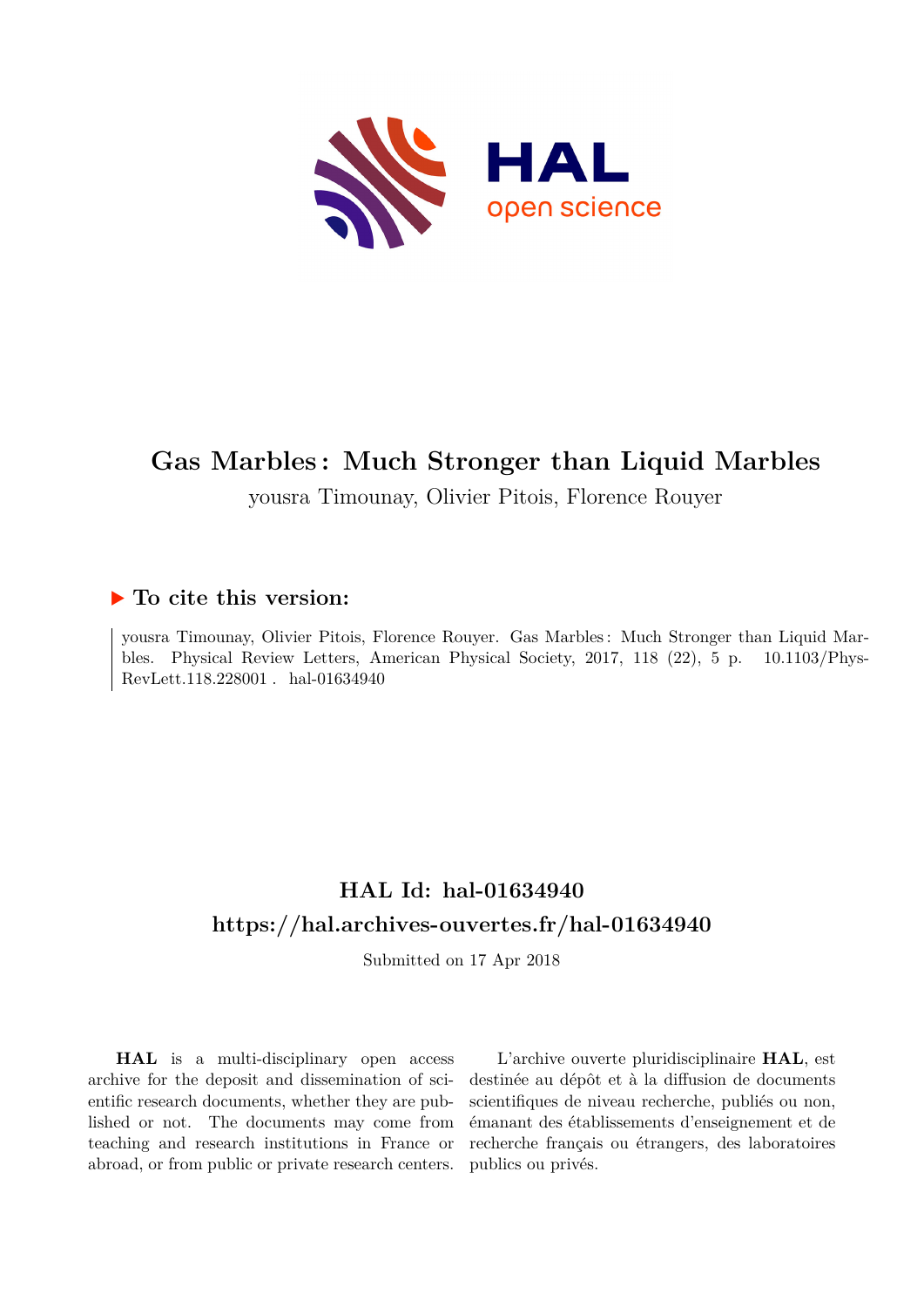# Gas Marbles : Much Stronger than Liquid Marbles

yousra Timounay, Olivier Pitois, Florence Rouyer

## ▶ To cite this version:

yousra Timounay, Olivier Pitois, Florence Rouyer. Gas Marbles : Much Stronger than Liquid Marbles. Physical Review Letters, American Physical Society, 2017, 118 (22), 5 p. 10.1103/PhysRevLett.118.228001 . hal-01634940

## HAL Id: hal-01634940

## https://hal.archives-ouvertes.fr/hal-01634940

Submitted on 17 Apr 2018

**HAL** is a multi-disciplinary open access archive for the deposit and dissemination of scientific research documents, whether they are published or not. The documents may come from teaching and research institutions in France or abroad, or from public or private research centers.

L'archive ouverte pluridisciplinaire **HAL**, est destinée au dépôt et à la diffusion de documents scientifiques de niveau recherche, publiés ou non, émanant des établissements d'enseignement et de recherche français ou étrangers, des laboratoires publics ou privés.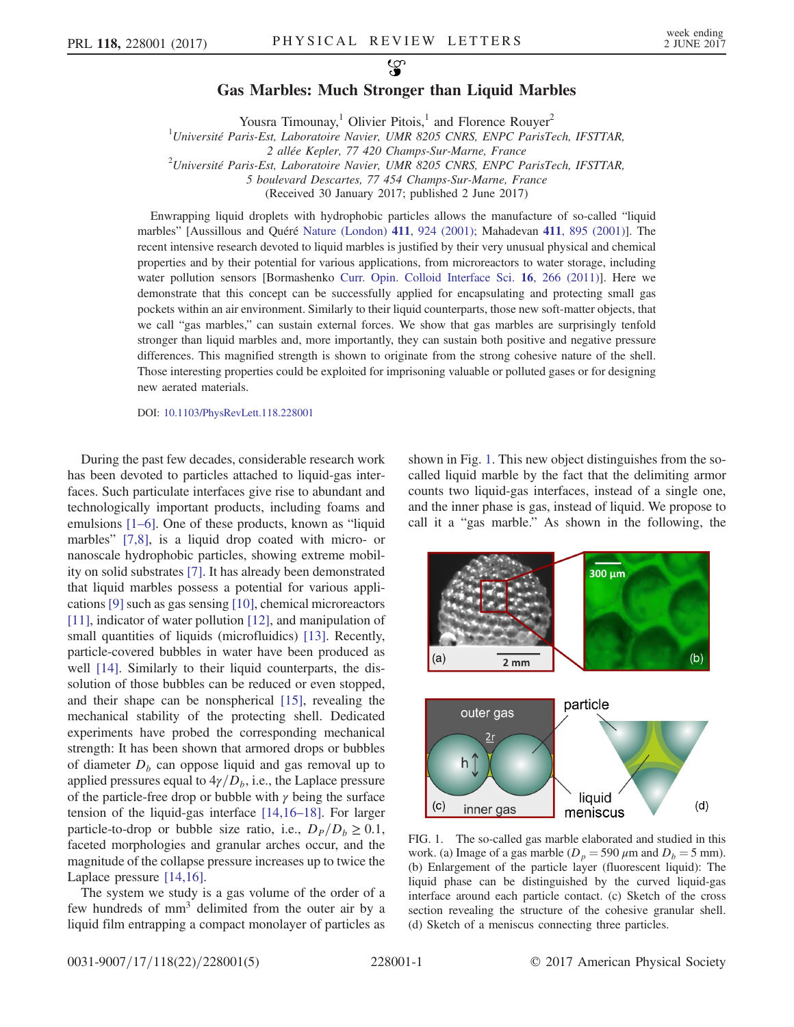# Gas Marbles: Much Stronger than Liquid Marbles

Yousra Timounay,[1] Olivier Pitois,[1] and Florence Rouyer[2]

[1]Université Paris-Est, Laboratoire Navier, UMR 8205 CNRS, ENPC ParisTech, IFSTTAR, 2 allée Kepler, 77 420 Champs-Sur-Marne, France
[2]Université Paris-Est, Laboratoire Navier, UMR 8205 CNRS, ENPC ParisTech, IFSTTAR, 5 boulevard Descartes, 77 454 Champs-Sur-Marne, France

(Received 30 January 2017; published 2 June 2017)

Enwrapping liquid droplets with hydrophobic particles allows the manufacture of so-called "liquid marbles" [Aussillous and Quéré Nature (London) **411**, 924 (2001); Mahadevan **411**, 895 (2001)]. The recent intensive research devoted to liquid marbles is justified by their very unusual physical and chemical properties and by their potential for various applications, from microreactors to water storage, including water pollution sensors [Bormashenko Curr. Opin. Colloid Interface Sci. **16**, 266 (2011)]. Here we demonstrate that this concept can be successfully applied for encapsulating and protecting small gas pockets within an air environment. Similarly to their liquid counterparts, those new soft-matter objects, that we call "gas marbles," can sustain external forces. We show that gas marbles are surprisingly tenfold stronger than liquid marbles and, more importantly, they can sustain both positive and negative pressure differences. This magnified strength is shown to originate from the strong cohesive nature of the shell. Those interesting properties could be exploited for imprisoning valuable or polluted gases or for designing new aerated materials.

DOI: 10.1103/PhysRevLett.118.228001

During the past few decades, considerable research work has been devoted to particles attached to liquid-gas interfaces. Such particulate interfaces give rise to abundant and technologically important products, including foams and emulsions [1–6]. One of these products, known as "liquid marbles" [7,8], is a liquid drop coated with micro- or nanoscale hydrophobic particles, showing extreme mobility on solid substrates [7]. It has already been demonstrated that liquid marbles possess a potential for various applications [9] such as gas sensing [10], chemical microreactors [11], indicator of water pollution [12], and manipulation of small quantities of liquids (microfluidics) [13]. Recently, particle-covered bubbles in water have been produced as well [14]. Similarly to their liquid counterparts, the dissolution of those bubbles can be reduced or even stopped, and their shape can be nonspherical [15], revealing the mechanical stability of the protecting shell. Dedicated experiments have probed the corresponding mechanical strength: It has been shown that armored drops or bubbles of diameter $D_b$ can oppose liquid and gas removal up to applied pressures equal to $4\gamma/D_b$, i.e., the Laplace pressure of the particle-free drop or bubble with $\gamma$ being the surface tension of the liquid-gas interface [14,16–18]. For larger particle-to-drop or bubble size ratio, i.e., $D_P/D_b \geq 0.1$, faceted morphologies and granular arches occur, and the magnitude of the collapse pressure increases up to twice the Laplace pressure [14,16].

The system we study is a gas volume of the order of a few hundreds of $mm^3$ delimited from the outer air by a liquid film entrapping a compact monolayer of particles as shown in Fig. 1. This new object distinguishes from the so-called liquid marble by the fact that the delimiting armor counts two liquid-gas interfaces, instead of a single one, and the inner phase is gas, instead of liquid. We propose to call it a "gas marble." As shown in the following, the

FIG. 1. The so-called gas marble elaborated and studied in this work. (a) Image of a gas marble ($D_p = 590\ \mu m$ and $D_b = 5$ mm). (b) Enlargement of the particle layer (fluorescent liquid): The liquid phase can be distinguished by the curved liquid-gas interface around each particle contact. (c) Sketch of the cross section revealing the structure of the cohesive granular shell. (d) Sketch of a meniscus connecting three particles.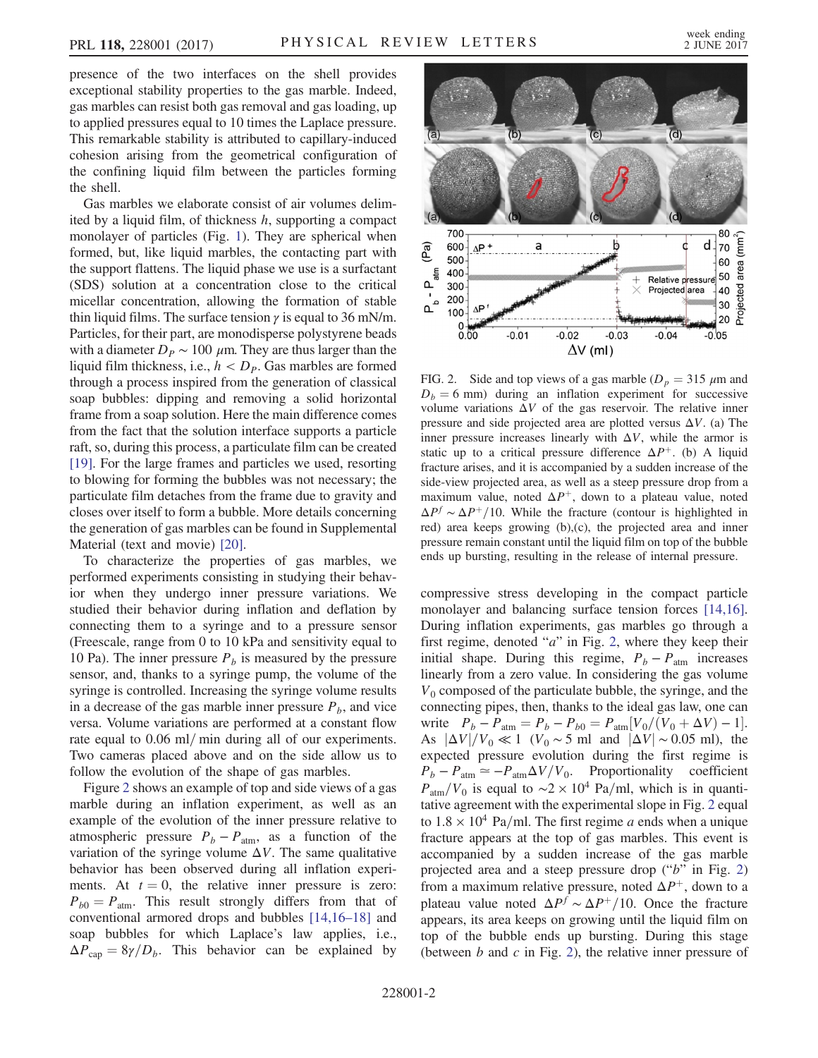presence of the two interfaces on the shell provides exceptional stability properties to the gas marble. Indeed, gas marbles can resist both gas removal and gas loading, up to applied pressures equal to 10 times the Laplace pressure. This remarkable stability is attributed to capillary-induced cohesion arising from the geometrical configuration of the confining liquid film between the particles forming the shell.

Gas marbles we elaborate consist of air volumes delimited by a liquid film, of thickness $h$, supporting a compact monolayer of particles (Fig. 1). They are spherical when formed, but, like liquid marbles, the contacting part with the support flattens. The liquid phase we use is a surfactant (SDS) solution at a concentration close to the critical micellar concentration, allowing the formation of stable thin liquid films. The surface tension $\gamma$ is equal to 36 mN/m. Particles, for their part, are monodisperse polystyrene beads with a diameter $D_P \sim 100\ \mu$m. They are thus larger than the liquid film thickness, i.e., $h < D_P$. Gas marbles are formed through a process inspired from the generation of classical soap bubbles: dipping and removing a solid horizontal frame from a soap solution. Here the main difference comes from the fact that the solution interface supports a particle raft, so, during this process, a particulate film can be created [19]. For the large frames and particles we used, resorting to blowing for forming the bubbles was not necessary; the particulate film detaches from the frame due to gravity and closes over itself to form a bubble. More details concerning the generation of gas marbles can be found in Supplemental Material (text and movie) [20].

To characterize the properties of gas marbles, we performed experiments consisting in studying their behavior when they undergo inner pressure variations. We studied their behavior during inflation and deflation by connecting them to a syringe and to a pressure sensor (Freescale, range from 0 to 10 kPa and sensitivity equal to 10 Pa). The inner pressure $P_b$ is measured by the pressure sensor, and, thanks to a syringe pump, the volume of the syringe is controlled. Increasing the syringe volume results in a decrease of the gas marble inner pressure $P_b$, and vice versa. Volume variations are performed at a constant flow rate equal to 0.06 ml/min during all of our experiments. Two cameras placed above and on the side allow us to follow the evolution of the shape of gas marbles.

Figure 2 shows an example of top and side views of a gas marble during an inflation experiment, as well as an example of the evolution of the inner pressure relative to atmospheric pressure $P_b - P_{\rm atm}$, as a function of the variation of the syringe volume $\Delta V$. The same qualitative behavior has been observed during all inflation experiments. At $t = 0$, the relative inner pressure is zero: $P_{b0} = P_{\rm atm}$. This result strongly differs from that of conventional armored drops and bubbles [14,16–18] and soap bubbles for which Laplace's law applies, i.e., $\Delta P_{\rm cap} = 8\gamma/D_b$. This behavior can be explained by

FIG. 2. Side and top views of a gas marble ($D_p = 315\ \mu$m and $D_b = 6$ mm) during an inflation experiment for successive volume variations $\Delta V$ of the gas reservoir. The relative inner pressure and side projected area are plotted versus $\Delta V$. (a) The inner pressure increases linearly with $\Delta V$, while the armor is static up to a critical pressure difference $\Delta P^+$. (b) A liquid fracture arises, and it is accompanied by a sudden increase of the side-view projected area, as well as a steep pressure drop from a maximum value, noted $\Delta P^+$, down to a plateau value, noted $\Delta P^f \sim \Delta P^+/10$. While the fracture (contour is highlighted in red) area keeps growing (b),(c), the projected area and inner pressure remain constant until the liquid film on top of the bubble ends up bursting, resulting in the release of internal pressure.

compressive stress developing in the compact particle monolayer and balancing surface tension forces [14,16]. During inflation experiments, gas marbles go through a first regime, denoted "$a$" in Fig. 2, where they keep their initial shape. During this regime, $P_b - P_{\rm atm}$ increases linearly from a zero value. In considering the gas volume $V_0$ composed of the particulate bubble, the syringe, and the connecting pipes, then, thanks to the ideal gas law, one can write $P_b - P_{\rm atm} = P_b - P_{b0} = P_{\rm atm}[V_0/(V_0 + \Delta V) - 1]$. As $|\Delta V|/V_0 \ll 1$ ($V_0 \sim 5$ ml and $|\Delta V| \sim 0.05$ ml), the expected pressure evolution during the first regime is $P_b - P_{\rm atm} \simeq -P_{\rm atm}\Delta V/V_0$. Proportionality coefficient $P_{\rm atm}/V_0$ is equal to $\sim 2 \times 10^4$ Pa/ml, which is in quantitative agreement with the experimental slope in Fig. 2 equal to $1.8 \times 10^4$ Pa/ml. The first regime $a$ ends when a unique fracture appears at the top of gas marbles. This event is accompanied by a sudden increase of the gas marble projected area and a steep pressure drop ("$b$" in Fig. 2) from a maximum relative pressure, noted $\Delta P^+$, down to a plateau value noted $\Delta P^f \sim \Delta P^+/10$. Once the fracture appears, its area keeps on growing until the liquid film on top of the bubble ends up bursting. During this stage (between $b$ and $c$ in Fig. 2), the relative inner pressure of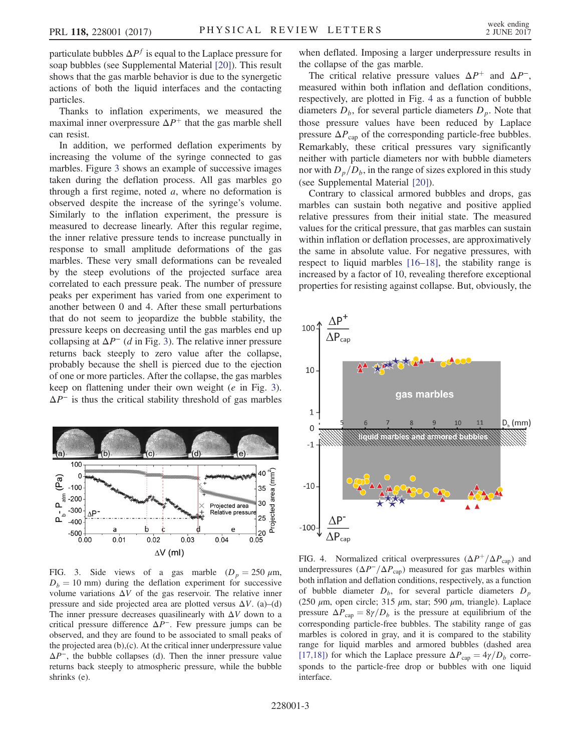particulate bubbles $\Delta P^f$ is equal to the Laplace pressure for soap bubbles (see Supplemental Material [20]). This result shows that the gas marble behavior is due to the synergetic actions of both the liquid interfaces and the contacting particles.

Thanks to inflation experiments, we measured the maximal inner overpressure $\Delta P^+$ that the gas marble shell can resist.

In addition, we performed deflation experiments by increasing the volume of the syringe connected to gas marbles. Figure 3 shows an example of successive images taken during the deflation process. All gas marbles go through a first regime, noted $a$, where no deformation is observed despite the increase of the syringe's volume. Similarly to the inflation experiment, the pressure is measured to decrease linearly. After this regular regime, the inner relative pressure tends to increase punctually in response to small amplitude deformations of the gas marbles. These very small deformations can be revealed by the steep evolutions of the projected surface area correlated to each pressure peak. The number of pressure peaks per experiment has varied from one experiment to another between 0 and 4. After these small perturbations that do not seem to jeopardize the bubble stability, the pressure keeps on decreasing until the gas marbles end up collapsing at $\Delta P^-$ ($d$ in Fig. 3). The relative inner pressure returns back steeply to zero value after the collapse, probably because the shell is pierced due to the ejection of one or more particles. After the collapse, the gas marbles keep on flattening under their own weight ($e$ in Fig. 3). $\Delta P^-$ is thus the critical stability threshold of gas marbles when deflated. Imposing a larger underpressure results in the collapse of the gas marble.

FIG. 3. Side views of a gas marble ($D_p = 250\ \mu$m, $D_b = 10$ mm) during the deflation experiment for successive volume variations $\Delta V$ of the gas reservoir. The relative inner pressure and side projected area are plotted versus $\Delta V$. (a)–(d) The inner pressure decreases quasilinearly with $\Delta V$ down to a critical pressure difference $\Delta P^-$. Few pressure jumps can be observed, and they are found to be associated to small peaks of the projected area (b),(c). At the critical inner underpressure value $\Delta P^-$, the bubble collapses (d). Then the inner pressure value returns back steeply to atmospheric pressure, while the bubble shrinks (e).

The critical relative pressure values $\Delta P^+$ and $\Delta P^-$, measured within both inflation and deflation conditions, respectively, are plotted in Fig. 4 as a function of bubble diameters $D_b$, for several particle diameters $D_p$. Note that those pressure values have been reduced by Laplace pressure $\Delta P_{cap}$ of the corresponding particle-free bubbles. Remarkably, these critical pressures vary significantly neither with particle diameters nor with bubble diameters nor with $D_p/D_b$, in the range of sizes explored in this study (see Supplemental Material [20]).

Contrary to classical armored bubbles and drops, gas marbles can sustain both negative and positive applied relative pressures from their initial state. The measured values for the critical pressure, that gas marbles can sustain within inflation or deflation processes, are approximatively the same in absolute value. For negative pressures, with respect to liquid marbles [16–18], the stability range is increased by a factor of 10, revealing therefore exceptional properties for resisting against collapse. But, obviously, the

FIG. 4. Normalized critical overpressures ($\Delta P^+/\Delta P_{cap}$) and underpressures ($\Delta P^-/\Delta P_{cap}$) measured for gas marbles within both inflation and deflation conditions, respectively, as a function of bubble diameter $D_b$, for several particle diameters $D_p$ (250 $\mu$m, open circle; 315 $\mu$m, star; 590 $\mu$m, triangle). Laplace pressure $\Delta P_{cap} = 8\gamma/D_b$ is the pressure at equilibrium of the corresponding particle-free bubbles. The stability range of gas marbles is colored in gray, and it is compared to the stability range for liquid marbles and armored bubbles (dashed area [17,18]) for which the Laplace pressure $\Delta P_{cap} = 4\gamma/D_b$ corresponds to the particle-free drop or bubbles with one liquid interface.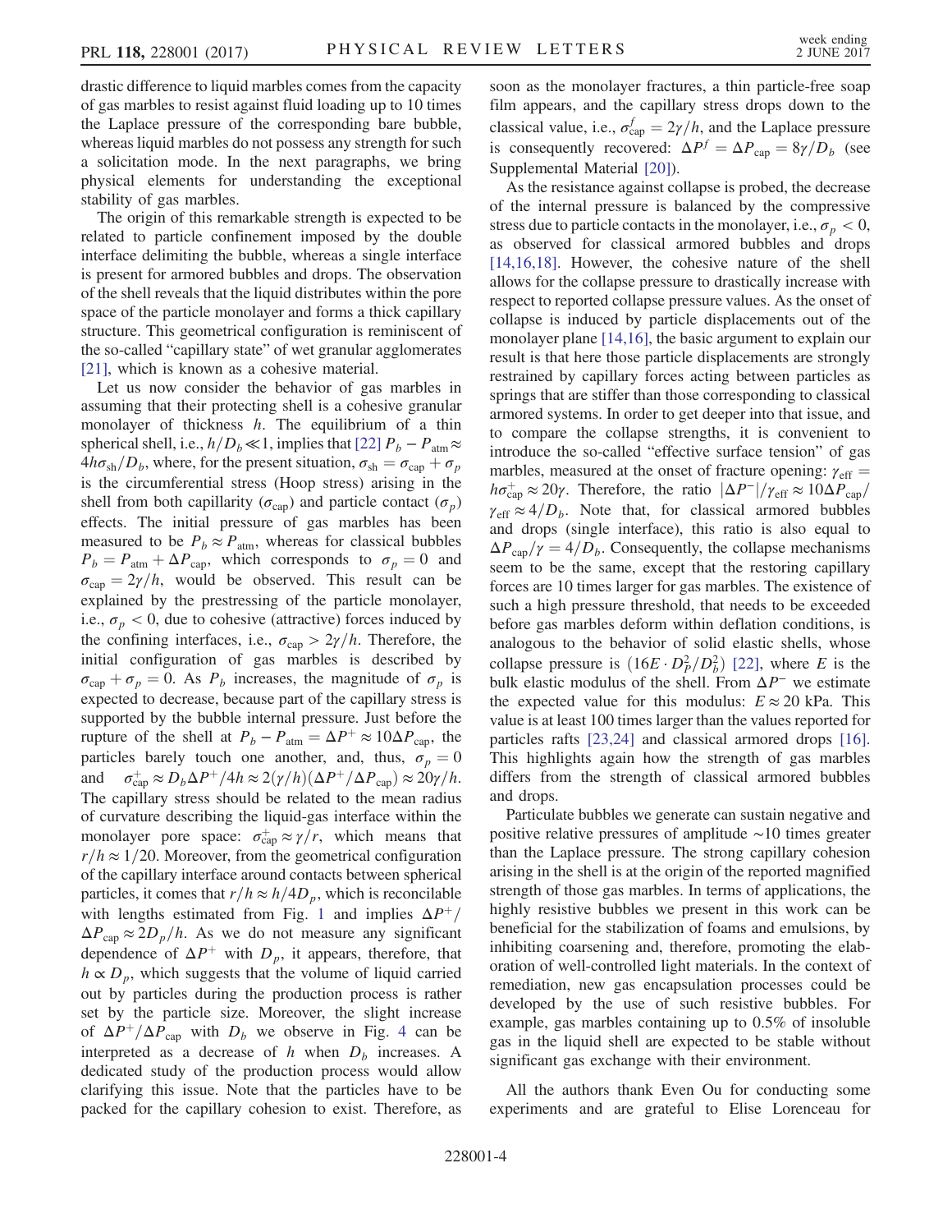drastic difference to liquid marbles comes from the capacity of gas marbles to resist against fluid loading up to 10 times the Laplace pressure of the corresponding bare bubble, whereas liquid marbles do not possess any strength for such a solicitation mode. In the next paragraphs, we bring physical elements for understanding the exceptional stability of gas marbles.

The origin of this remarkable strength is expected to be related to particle confinement imposed by the double interface delimiting the bubble, whereas a single interface is present for armored bubbles and drops. The observation of the shell reveals that the liquid distributes within the pore space of the particle monolayer and forms a thick capillary structure. This geometrical configuration is reminiscent of the so-called "capillary state" of wet granular agglomerates [21], which is known as a cohesive material.

Let us now consider the behavior of gas marbles in assuming that their protecting shell is a cohesive granular monolayer of thickness $h$. The equilibrium of a thin spherical shell, i.e., $h/D_b \ll 1$, implies that [22] $P_b - P_{\rm atm} \approx 4h\sigma_{\rm sh}/D_b$, where, for the present situation, $\sigma_{\rm sh} = \sigma_{\rm cap} + \sigma_p$ is the circumferential stress (Hoop stress) arising in the shell from both capillarity ($\sigma_{\rm cap}$) and particle contact ($\sigma_p$) effects. The initial pressure of gas marbles has been measured to be $P_b \approx P_{\rm atm}$, whereas for classical bubbles $P_b = P_{\rm atm} + \Delta P_{\rm cap}$, which corresponds to $\sigma_p = 0$ and $\sigma_{\rm cap} = 2\gamma/h$, would be observed. This result can be explained by the prestressing of the particle monolayer, i.e., $\sigma_p < 0$, due to cohesive (attractive) forces induced by the confining interfaces, i.e., $\sigma_{\rm cap} > 2\gamma/h$. Therefore, the initial configuration of gas marbles is described by $\sigma_{\rm cap} + \sigma_p = 0$. As $P_b$ increases, the magnitude of $\sigma_p$ is expected to decrease, because part of the capillary stress is supported by the bubble internal pressure. Just before the rupture of the shell at $P_b - P_{\rm atm} = \Delta P^+ \approx 10\Delta P_{\rm cap}$, the particles barely touch one another, and, thus, $\sigma_p = 0$ and $\sigma^+_{\rm cap} \approx D_b \Delta P^+/4h \approx 2(\gamma/h)(\Delta P^+/\Delta P_{\rm cap}) \approx 20\gamma/h$. The capillary stress should be related to the mean radius of curvature describing the liquid-gas interface within the monolayer pore space: $\sigma^+_{\rm cap} \approx \gamma/r$, which means that $r/h \approx 1/20$. Moreover, from the geometrical configuration of the capillary interface around contacts between spherical particles, it comes that $r/h \approx h/4D_p$, which is reconcilable with lengths estimated from Fig. 1 and implies $\Delta P^+/\Delta P_{\rm cap} \approx 2D_p/h$. As we do not measure any significant dependence of $\Delta P^+$ with $D_p$, it appears, therefore, that $h \propto D_p$, which suggests that the volume of liquid carried out by particles during the production process is rather set by the particle size. Moreover, the slight increase of $\Delta P^+/\Delta P_{\rm cap}$ with $D_b$ we observe in Fig. 4 can be interpreted as a decrease of $h$ when $D_b$ increases. A dedicated study of the production process would allow clarifying this issue. Note that the particles have to be packed for the capillary cohesion to exist. Therefore, as soon as the monolayer fractures, a thin particle-free soap film appears, and the capillary stress drops down to the classical value, i.e., $\sigma^f_{\rm cap} = 2\gamma/h$, and the Laplace pressure is consequently recovered: $\Delta P^f = \Delta P_{\rm cap} = 8\gamma/D_b$ (see Supplemental Material [20]).

As the resistance against collapse is probed, the decrease of the internal pressure is balanced by the compressive stress due to particle contacts in the monolayer, i.e., $\sigma_p < 0$, as observed for classical armored bubbles and drops [14,16,18]. However, the cohesive nature of the shell allows for the collapse pressure to drastically increase with respect to reported collapse pressure values. As the onset of collapse is induced by particle displacements out of the monolayer plane [14,16], the basic argument to explain our result is that here those particle displacements are strongly restrained by capillary forces acting between particles as springs that are stiffer than those corresponding to classical armored systems. In order to get deeper into that issue, and to compare the collapse strengths, it is convenient to introduce the so-called "effective surface tension" of gas marbles, measured at the onset of fracture opening: $\gamma_{\rm eff} = h\sigma^+_{\rm cap} \approx 20\gamma$. Therefore, the ratio $|\Delta P^-|/\gamma_{\rm eff} \approx 10\Delta P_{\rm cap}/\gamma_{\rm eff} \approx 4/D_b$. Note that, for classical armored bubbles and drops (single interface), this ratio is also equal to $\Delta P_{\rm cap}/\gamma = 4/D_b$. Consequently, the collapse mechanisms seem to be the same, except that the restoring capillary forces are 10 times larger for gas marbles. The existence of such a high pressure threshold, that needs to be exceeded before gas marbles deform within deflation conditions, is analogous to the behavior of solid elastic shells, whose collapse pressure is $(16E \cdot D_P^2/D_b^2)$ [22], where $E$ is the bulk elastic modulus of the shell. From $\Delta P^-$ we estimate the expected value for this modulus: $E \approx 20$ kPa. This value is at least 100 times larger than the values reported for particles rafts [23,24] and classical armored drops [16]. This highlights again how the strength of gas marbles differs from the strength of classical armored bubbles and drops.

Particulate bubbles we generate can sustain negative and positive relative pressures of amplitude $\sim$10 times greater than the Laplace pressure. The strong capillary cohesion arising in the shell is at the origin of the reported magnified strength of those gas marbles. In terms of applications, the highly resistive bubbles we present in this work can be beneficial for the stabilization of foams and emulsions, by inhibiting coarsening and, therefore, promoting the elaboration of well-controlled light materials. In the context of remediation, new gas encapsulation processes could be developed by the use of such resistive bubbles. For example, gas marbles containing up to 0.5% of insoluble gas in the liquid shell are expected to be stable without significant gas exchange with their environment.

All the authors thank Even Ou for conducting some experiments and are grateful to Elise Lorenceau for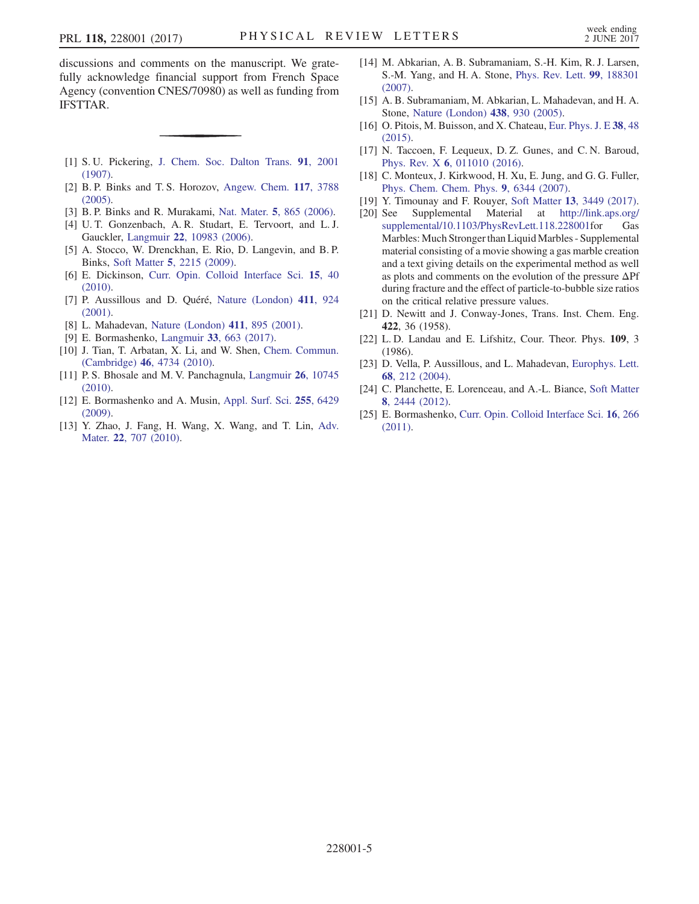discussions and comments on the manuscript. We gratefully acknowledge financial support from French Space Agency (convention CNES/70980) as well as funding from IFSTTAR.

---

[1] S. U. Pickering, J. Chem. Soc. Dalton Trans. **91**, 2001 (1907).

[2] B. P. Binks and T. S. Horozov, Angew. Chem. **117**, 3788 (2005).

[3] B. P. Binks and R. Murakami, Nat. Mater. **5**, 865 (2006).

[4] U. T. Gonzenbach, A. R. Studart, E. Tervoort, and L. J. Gauckler, Langmuir **22**, 10983 (2006).

[5] A. Stocco, W. Drenckhan, E. Rio, D. Langevin, and B. P. Binks, Soft Matter **5**, 2215 (2009).

[6] E. Dickinson, Curr. Opin. Colloid Interface Sci. **15**, 40 (2010).

[7] P. Aussillous and D. Quéré, Nature (London) **411**, 924 (2001).

[8] L. Mahadevan, Nature (London) **411**, 895 (2001).

[9] E. Bormashenko, Langmuir **33**, 663 (2017).

[10] J. Tian, T. Arbatan, X. Li, and W. Shen, Chem. Commun. (Cambridge) **46**, 4734 (2010).

[11] P. S. Bhosale and M. V. Panchagnula, Langmuir **26**, 10745 (2010).

[12] E. Bormashenko and A. Musin, Appl. Surf. Sci. **255**, 6429 (2009).

[13] Y. Zhao, J. Fang, H. Wang, X. Wang, and T. Lin, Adv. Mater. **22**, 707 (2010).

[14] M. Abkarian, A. B. Subramaniam, S.-H. Kim, R. J. Larsen, S.-M. Yang, and H. A. Stone, Phys. Rev. Lett. **99**, 188301 (2007).

[15] A. B. Subramaniam, M. Abkarian, L. Mahadevan, and H. A. Stone, Nature (London) **438**, 930 (2005).

[16] O. Pitois, M. Buisson, and X. Chateau, Eur. Phys. J. E **38**, 48 (2015).

[17] N. Taccoen, F. Lequeux, D. Z. Gunes, and C. N. Baroud, Phys. Rev. X **6**, 011010 (2016).

[18] C. Monteux, J. Kirkwood, H. Xu, E. Jung, and G. G. Fuller, Phys. Chem. Chem. Phys. **9**, 6344 (2007).

[19] Y. Timounay and F. Rouyer, Soft Matter **13**, 3449 (2017).

[20] See Supplemental Material at http://link.aps.org/supplemental/10.1103/PhysRevLett.118.228001for Gas Marbles: Much Stronger than Liquid Marbles - Supplemental material consisting of a movie showing a gas marble creation and a text giving details on the experimental method as well as plots and comments on the evolution of the pressure $\Delta$Pf during fracture and the effect of particle-to-bubble size ratios on the critical relative pressure values.

[21] D. Newitt and J. Conway-Jones, Trans. Inst. Chem. Eng. **422**, 36 (1958).

[22] L. D. Landau and E. Lifshitz, Cour. Theor. Phys. **109**, 3 (1986).

[23] D. Vella, P. Aussillous, and L. Mahadevan, Europhys. Lett. **68**, 212 (2004).

[24] C. Planchette, E. Lorenceau, and A.-L. Biance, Soft Matter **8**, 2444 (2012).

[25] E. Bormashenko, Curr. Opin. Colloid Interface Sci. **16**, 266 (2011).